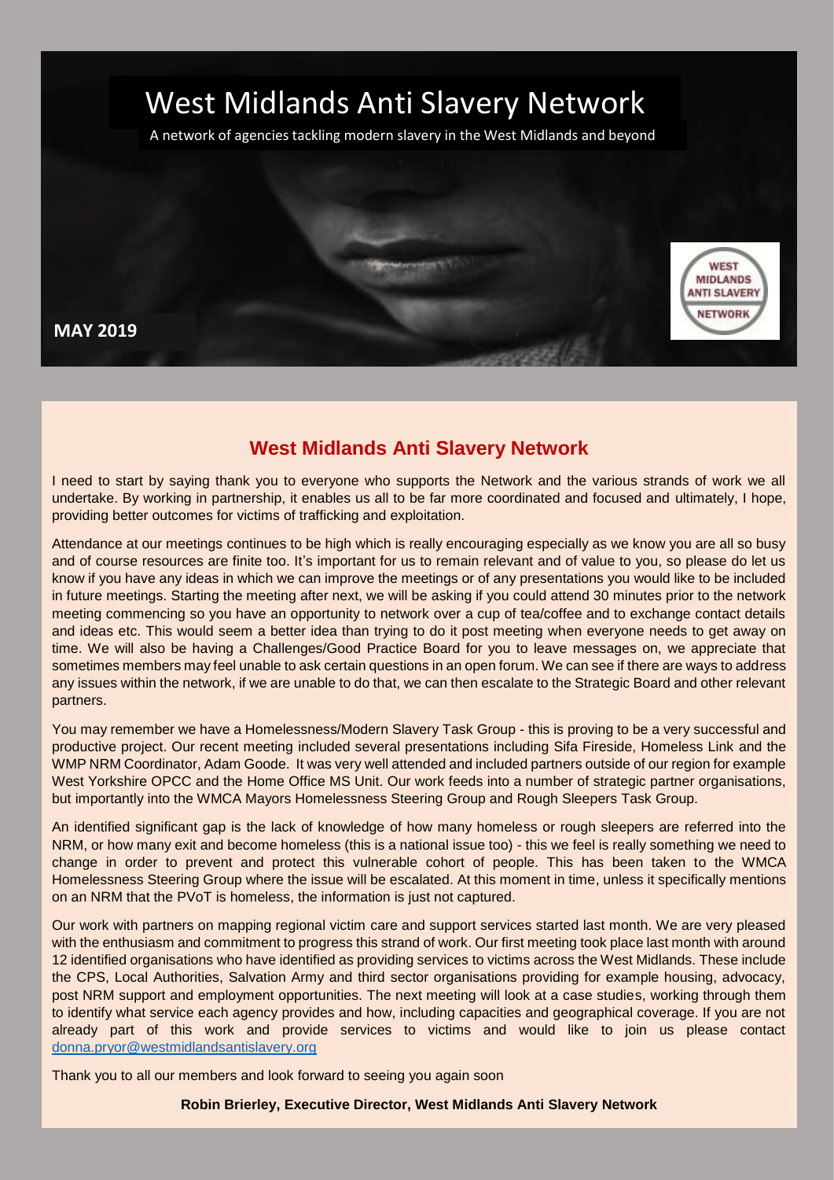# West Midlands Anti Slavery Network

A network of agencies tackling modern slavery in the West Midlands and beyond

**MAY 2019**

## West Midlands Anti Slavery Network

I need to start by saying thank you to everyone who supports the Network and the various strands of work we all undertake. By working in partnership, it enables us all to be far more coordinated and focused and ultimately, I hope, providing better outcomes for victims of trafficking and exploitation.

Attendance at our meetings continues to be high which is really encouraging especially as we know you are all so busy and of course resources are finite too. It's important for us to remain relevant and of value to you, so please do let us know if you have any ideas in which we can improve the meetings or of any presentations you would like to be included in future meetings. Starting the meeting after next, we will be asking if you could attend 30 minutes prior to the network meeting commencing so you have an opportunity to network over a cup of tea/coffee and to exchange contact details and ideas etc. This would seem a better idea than trying to do it post meeting when everyone needs to get away on time. We will also be having a Challenges/Good Practice Board for you to leave messages on, we appreciate that sometimes members may feel unable to ask certain questions in an open forum. We can see if there are ways to address any issues within the network, if we are unable to do that, we can then escalate to the Strategic Board and other relevant partners.

You may remember we have a Homelessness/Modern Slavery Task Group - this is proving to be a very successful and productive project. Our recent meeting included several presentations including Sifa Fireside, Homeless Link and the WMP NRM Coordinator, Adam Goode. It was very well attended and included partners outside of our region for example West Yorkshire OPCC and the Home Office MS Unit. Our work feeds into a number of strategic partner organisations, but importantly into the WMCA Mayors Homelessness Steering Group and Rough Sleepers Task Group.

An identified significant gap is the lack of knowledge of how many homeless or rough sleepers are referred into the NRM, or how many exit and become homeless (this is a national issue too) - this we feel is really something we need to change in order to prevent and protect this vulnerable cohort of people. This has been taken to the WMCA Homelessness Steering Group where the issue will be escalated. At this moment in time, unless it specifically mentions on an NRM that the PVoT is homeless, the information is just not captured.

Our work with partners on mapping regional victim care and support services started last month. We are very pleased with the enthusiasm and commitment to progress this strand of work. Our first meeting took place last month with around 12 identified organisations who have identified as providing services to victims across the West Midlands. These include the CPS, Local Authorities, Salvation Army and third sector organisations providing for example housing, advocacy, post NRM support and employment opportunities. The next meeting will look at a case studies, working through them to identify what service each agency provides and how, including capacities and geographical coverage. If you are not already part of this work and provide services to victims and would like to join us please contact donna.pryor@westmidlandsantislavery.org

Thank you to all our members and look forward to seeing you again soon

**Robin Brierley, Executive Director, West Midlands Anti Slavery Network**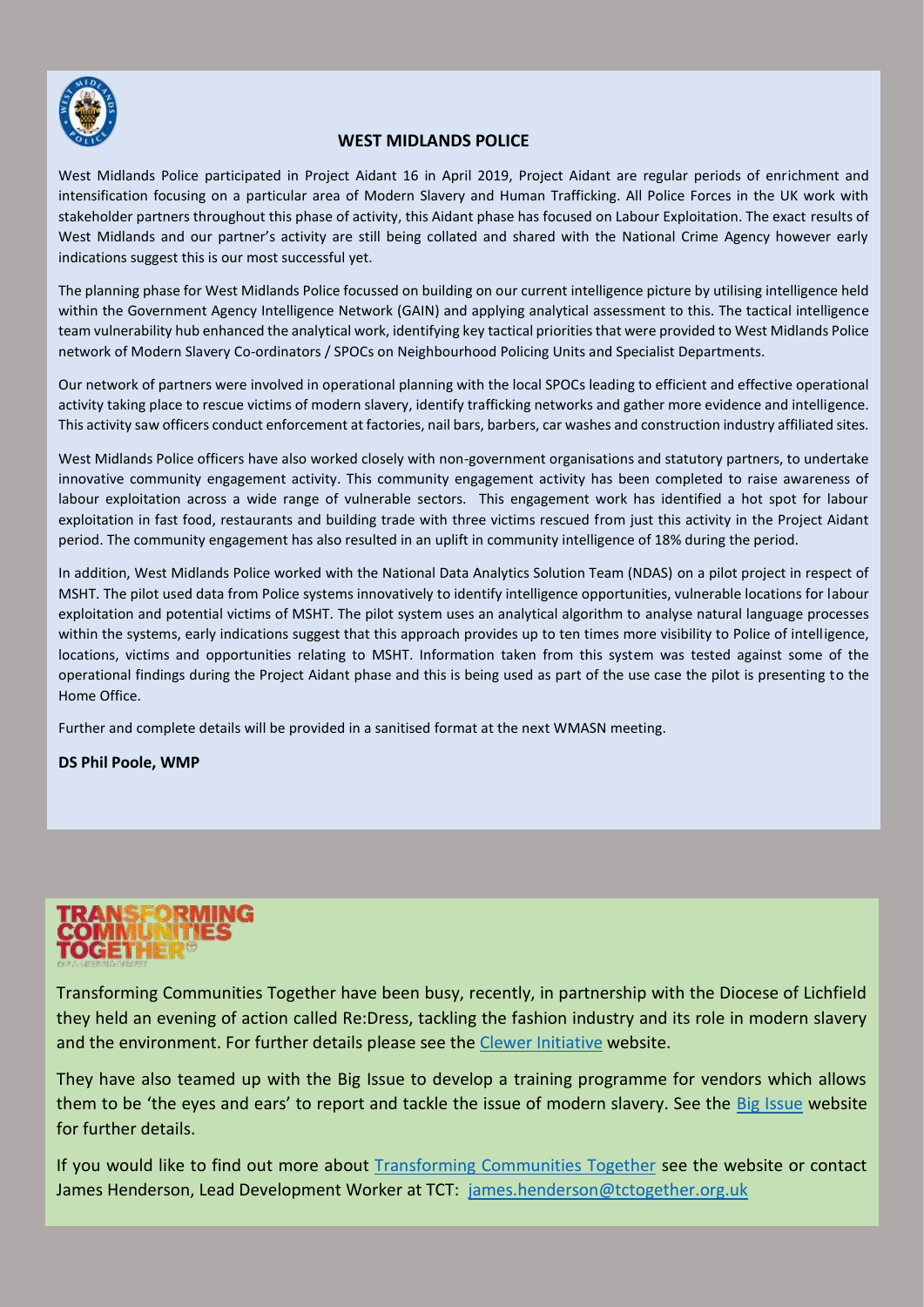## WEST MIDLANDS POLICE

West Midlands Police participated in Project Aidant 16 in April 2019, Project Aidant are regular periods of enrichment and intensification focusing on a particular area of Modern Slavery and Human Trafficking. All Police Forces in the UK work with stakeholder partners throughout this phase of activity, this Aidant phase has focused on Labour Exploitation. The exact results of West Midlands and our partner's activity are still being collated and shared with the National Crime Agency however early indications suggest this is our most successful yet.

The planning phase for West Midlands Police focussed on building on our current intelligence picture by utilising intelligence held within the Government Agency Intelligence Network (GAIN) and applying analytical assessment to this. The tactical intelligence team vulnerability hub enhanced the analytical work, identifying key tactical priorities that were provided to West Midlands Police network of Modern Slavery Co-ordinators / SPOCs on Neighbourhood Policing Units and Specialist Departments.

Our network of partners were involved in operational planning with the local SPOCs leading to efficient and effective operational activity taking place to rescue victims of modern slavery, identify trafficking networks and gather more evidence and intelligence. This activity saw officers conduct enforcement at factories, nail bars, barbers, car washes and construction industry affiliated sites.

West Midlands Police officers have also worked closely with non-government organisations and statutory partners, to undertake innovative community engagement activity. This community engagement activity has been completed to raise awareness of labour exploitation across a wide range of vulnerable sectors. This engagement work has identified a hot spot for labour exploitation in fast food, restaurants and building trade with three victims rescued from just this activity in the Project Aidant period. The community engagement has also resulted in an uplift in community intelligence of 18% during the period.

In addition, West Midlands Police worked with the National Data Analytics Solution Team (NDAS) on a pilot project in respect of MSHT. The pilot used data from Police systems innovatively to identify intelligence opportunities, vulnerable locations for labour exploitation and potential victims of MSHT. The pilot system uses an analytical algorithm to analyse natural language processes within the systems, early indications suggest that this approach provides up to ten times more visibility to Police of intelligence, locations, victims and opportunities relating to MSHT. Information taken from this system was tested against some of the operational findings during the Project Aidant phase and this is being used as part of the use case the pilot is presenting to the Home Office.

Further and complete details will be provided in a sanitised format at the next WMASN meeting.

**DS Phil Poole, WMP**

## TRANSFORMING COMMUNITIES TOGETHER

Transforming Communities Together have been busy, recently, in partnership with the Diocese of Lichfield they held an evening of action called Re:Dress, tackling the fashion industry and its role in modern slavery and the environment. For further details please see the Clewer Initiative website.

They have also teamed up with the Big Issue to develop a training programme for vendors which allows them to be 'the eyes and ears' to report and tackle the issue of modern slavery. See the Big Issue website for further details.

If you would like to find out more about Transforming Communities Together see the website or contact James Henderson, Lead Development Worker at TCT: james.henderson@tctogether.org.uk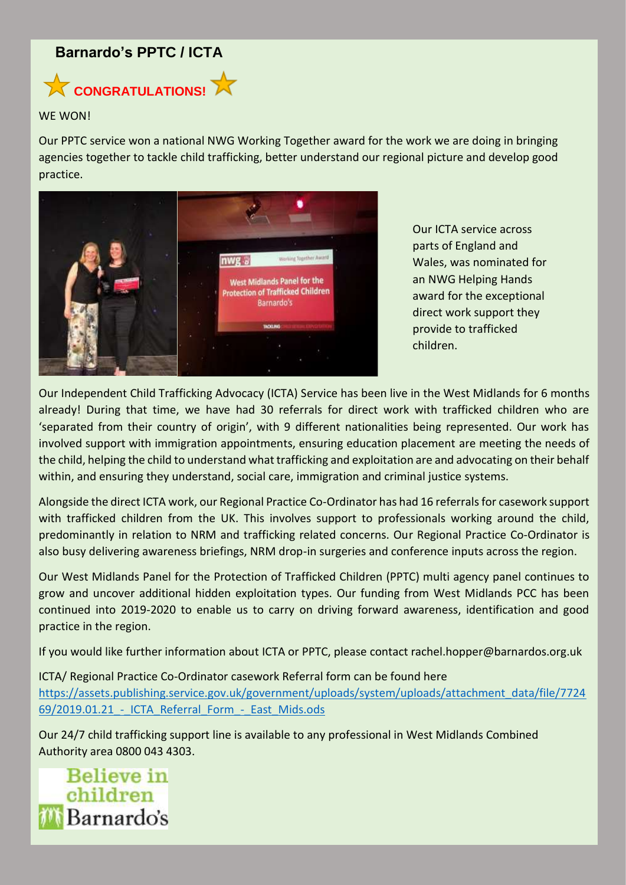## Barnardo's PPTC / ICTA

**CONGRATULATIONS!**

WE WON!

Our PPTC service won a national NWG Working Together award for the work we are doing in bringing agencies together to tackle child trafficking, better understand our regional picture and develop good practice.

Our ICTA service across parts of England and Wales, was nominated for an NWG Helping Hands award for the exceptional direct work support they provide to trafficked children.

Our Independent Child Trafficking Advocacy (ICTA) Service has been live in the West Midlands for 6 months already! During that time, we have had 30 referrals for direct work with trafficked children who are 'separated from their country of origin', with 9 different nationalities being represented. Our work has involved support with immigration appointments, ensuring education placement are meeting the needs of the child, helping the child to understand what trafficking and exploitation are and advocating on their behalf within, and ensuring they understand, social care, immigration and criminal justice systems.

Alongside the direct ICTA work, our Regional Practice Co-Ordinator has had 16 referrals for casework support with trafficked children from the UK. This involves support to professionals working around the child, predominantly in relation to NRM and trafficking related concerns. Our Regional Practice Co-Ordinator is also busy delivering awareness briefings, NRM drop-in surgeries and conference inputs across the region.

Our West Midlands Panel for the Protection of Trafficked Children (PPTC) multi agency panel continues to grow and uncover additional hidden exploitation types. Our funding from West Midlands PCC has been continued into 2019-2020 to enable us to carry on driving forward awareness, identification and good practice in the region.

If you would like further information about ICTA or PPTC, please contact rachel.hopper@barnardos.org.uk

ICTA/ Regional Practice Co-Ordinator casework Referral form can be found here
https://assets.publishing.service.gov.uk/government/uploads/system/uploads/attachment_data/file/772469/2019.01.21_-_ICTA_Referral_Form_-_East_Mids.ods

Our 24/7 child trafficking support line is available to any professional in West Midlands Combined Authority area 0800 043 4303.

Believe in children
Barnardo's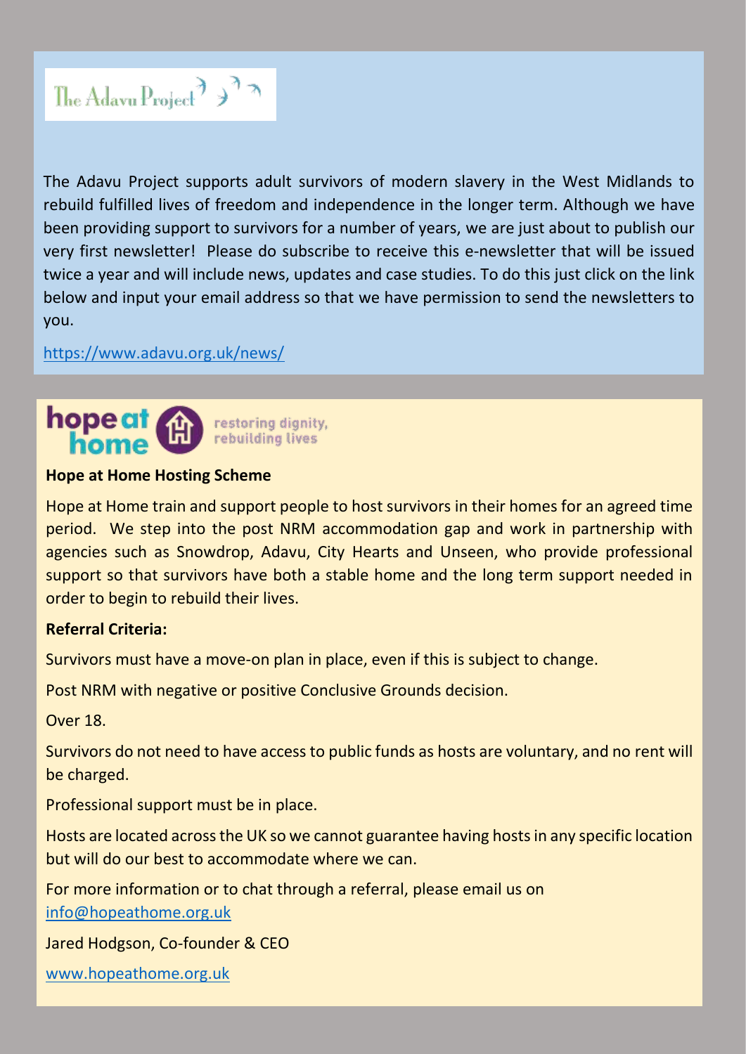The Adavu Project

The Adavu Project supports adult survivors of modern slavery in the West Midlands to rebuild fulfilled lives of freedom and independence in the longer term. Although we have been providing support to survivors for a number of years, we are just about to publish our very first newsletter! Please do subscribe to receive this e-newsletter that will be issued twice a year and will include news, updates and case studies. To do this just click on the link below and input your email address so that we have permission to send the newsletters to you.

https://www.adavu.org.uk/news/

hope at home — restoring dignity, rebuilding lives

**Hope at Home Hosting Scheme**

Hope at Home train and support people to host survivors in their homes for an agreed time period. We step into the post NRM accommodation gap and work in partnership with agencies such as Snowdrop, Adavu, City Hearts and Unseen, who provide professional support so that survivors have both a stable home and the long term support needed in order to begin to rebuild their lives.

**Referral Criteria:**

Survivors must have a move-on plan in place, even if this is subject to change.

Post NRM with negative or positive Conclusive Grounds decision.

Over 18.

Survivors do not need to have access to public funds as hosts are voluntary, and no rent will be charged.

Professional support must be in place.

Hosts are located across the UK so we cannot guarantee having hosts in any specific location but will do our best to accommodate where we can.

For more information or to chat through a referral, please email us on info@hopeathome.org.uk

Jared Hodgson, Co-founder & CEO

www.hopeathome.org.uk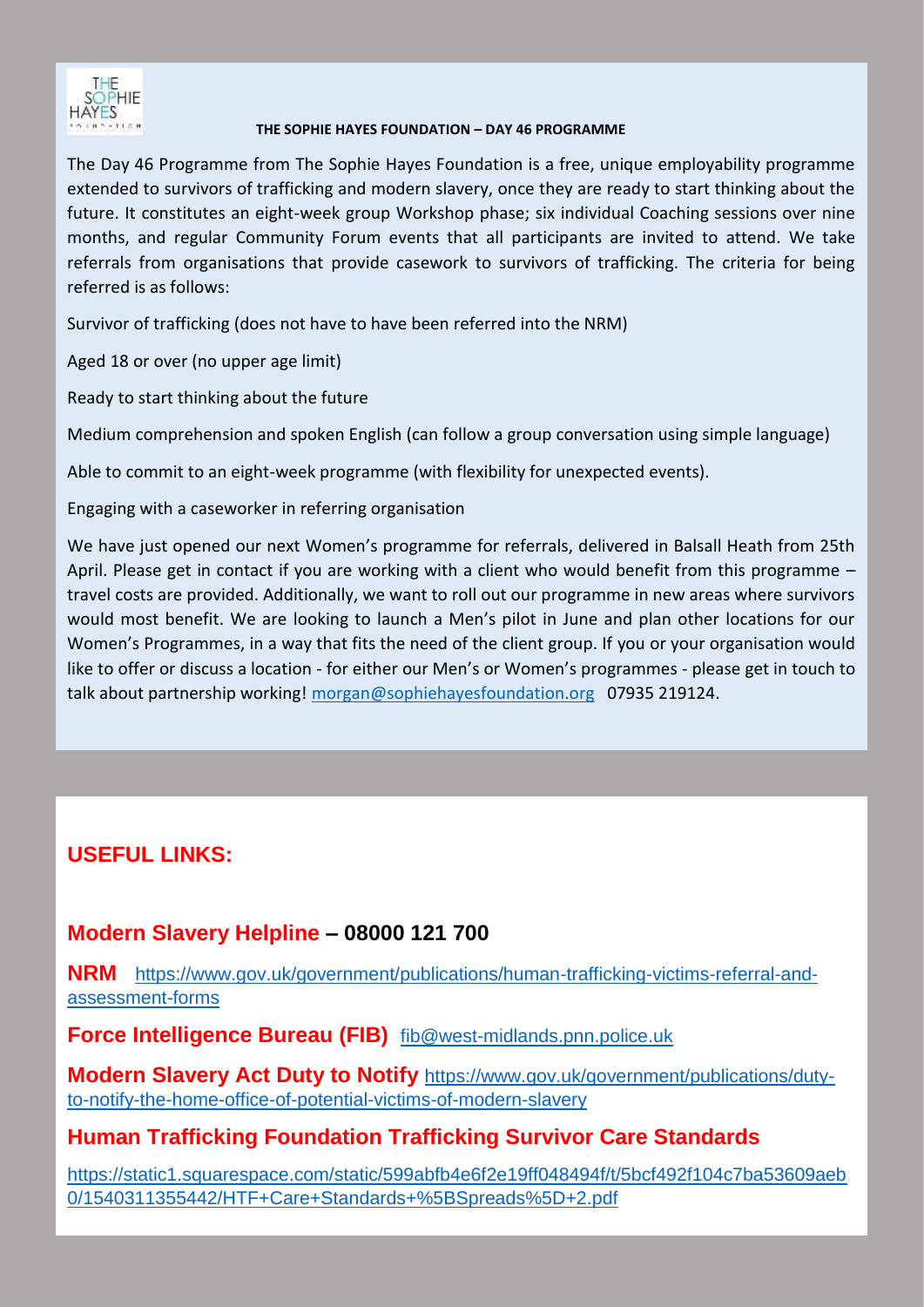THE SOPHIE HAYES FOUNDATION

**THE SOPHIE HAYES FOUNDATION – DAY 46 PROGRAMME**

The Day 46 Programme from The Sophie Hayes Foundation is a free, unique employability programme extended to survivors of trafficking and modern slavery, once they are ready to start thinking about the future. It constitutes an eight-week group Workshop phase; six individual Coaching sessions over nine months, and regular Community Forum events that all participants are invited to attend. We take referrals from organisations that provide casework to survivors of trafficking. The criteria for being referred is as follows:

Survivor of trafficking (does not have to have been referred into the NRM)

Aged 18 or over (no upper age limit)

Ready to start thinking about the future

Medium comprehension and spoken English (can follow a group conversation using simple language)

Able to commit to an eight-week programme (with flexibility for unexpected events).

Engaging with a caseworker in referring organisation

We have just opened our next Women's programme for referrals, delivered in Balsall Heath from 25th April. Please get in contact if you are working with a client who would benefit from this programme – travel costs are provided. Additionally, we want to roll out our programme in new areas where survivors would most benefit. We are looking to launch a Men's pilot in June and plan other locations for our Women's Programmes, in a way that fits the need of the client group. If you or your organisation would like to offer or discuss a location - for either our Men's or Women's programmes - please get in touch to talk about partnership working! morgan@sophiehayesfoundation.org 07935 219124.

## USEFUL LINKS:

**Modern Slavery Helpline – 08000 121 700**

**NRM** https://www.gov.uk/government/publications/human-trafficking-victims-referral-and-assessment-forms

**Force Intelligence Bureau (FIB)** fib@west-midlands.pnn.police.uk

**Modern Slavery Act Duty to Notify** https://www.gov.uk/government/publications/duty-to-notify-the-home-office-of-potential-victims-of-modern-slavery

**Human Trafficking Foundation Trafficking Survivor Care Standards**

https://static1.squarespace.com/static/599abfb4e6f2e19ff048494f/t/5bcf492f104c7ba53609aeb0/1540311355442/HTF+Care+Standards+%5BSpreads%5D+2.pdf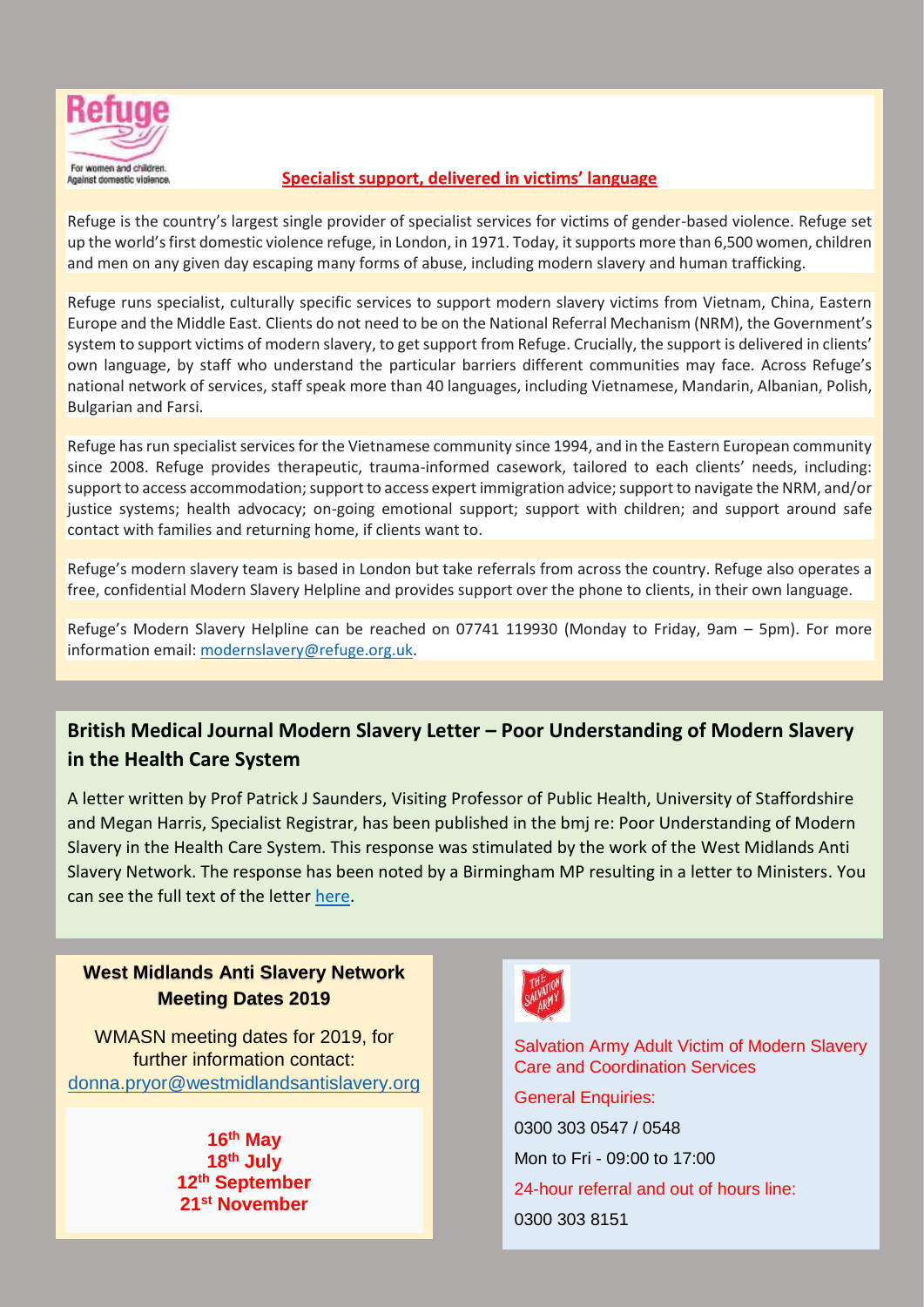Refuge

For women and children. Against domestic violence.

**Specialist support, delivered in victims' language**

Refuge is the country's largest single provider of specialist services for victims of gender-based violence. Refuge set up the world's first domestic violence refuge, in London, in 1971. Today, it supports more than 6,500 women, children and men on any given day escaping many forms of abuse, including modern slavery and human trafficking.

Refuge runs specialist, culturally specific services to support modern slavery victims from Vietnam, China, Eastern Europe and the Middle East. Clients do not need to be on the National Referral Mechanism (NRM), the Government's system to support victims of modern slavery, to get support from Refuge. Crucially, the support is delivered in clients' own language, by staff who understand the particular barriers different communities may face. Across Refuge's national network of services, staff speak more than 40 languages, including Vietnamese, Mandarin, Albanian, Polish, Bulgarian and Farsi.

Refuge has run specialist services for the Vietnamese community since 1994, and in the Eastern European community since 2008. Refuge provides therapeutic, trauma-informed casework, tailored to each clients' needs, including: support to access accommodation; support to access expert immigration advice; support to navigate the NRM, and/or justice systems; health advocacy; on-going emotional support; support with children; and support around safe contact with families and returning home, if clients want to.

Refuge's modern slavery team is based in London but take referrals from across the country. Refuge also operates a free, confidential Modern Slavery Helpline and provides support over the phone to clients, in their own language.

Refuge's Modern Slavery Helpline can be reached on 07741 119930 (Monday to Friday, 9am – 5pm). For more information email: modernslavery@refuge.org.uk.

## British Medical Journal Modern Slavery Letter – Poor Understanding of Modern Slavery in the Health Care System

A letter written by Prof Patrick J Saunders, Visiting Professor of Public Health, University of Staffordshire and Megan Harris, Specialist Registrar, has been published in the bmj re: Poor Understanding of Modern Slavery in the Health Care System. This response was stimulated by the work of the West Midlands Anti Slavery Network. The response has been noted by a Birmingham MP resulting in a letter to Ministers. You can see the full text of the letter here.

### West Midlands Anti Slavery Network Meeting Dates 2019

WMASN meeting dates for 2019, for further information contact: donna.pryor@westmidlandsantislavery.org

**16th May**
**18th July**
**12th September**
**21st November**

Salvation Army Adult Victim of Modern Slavery Care and Coordination Services

General Enquiries:

0300 303 0547 / 0548

Mon to Fri - 09:00 to 17:00

24-hour referral and out of hours line:

0300 303 8151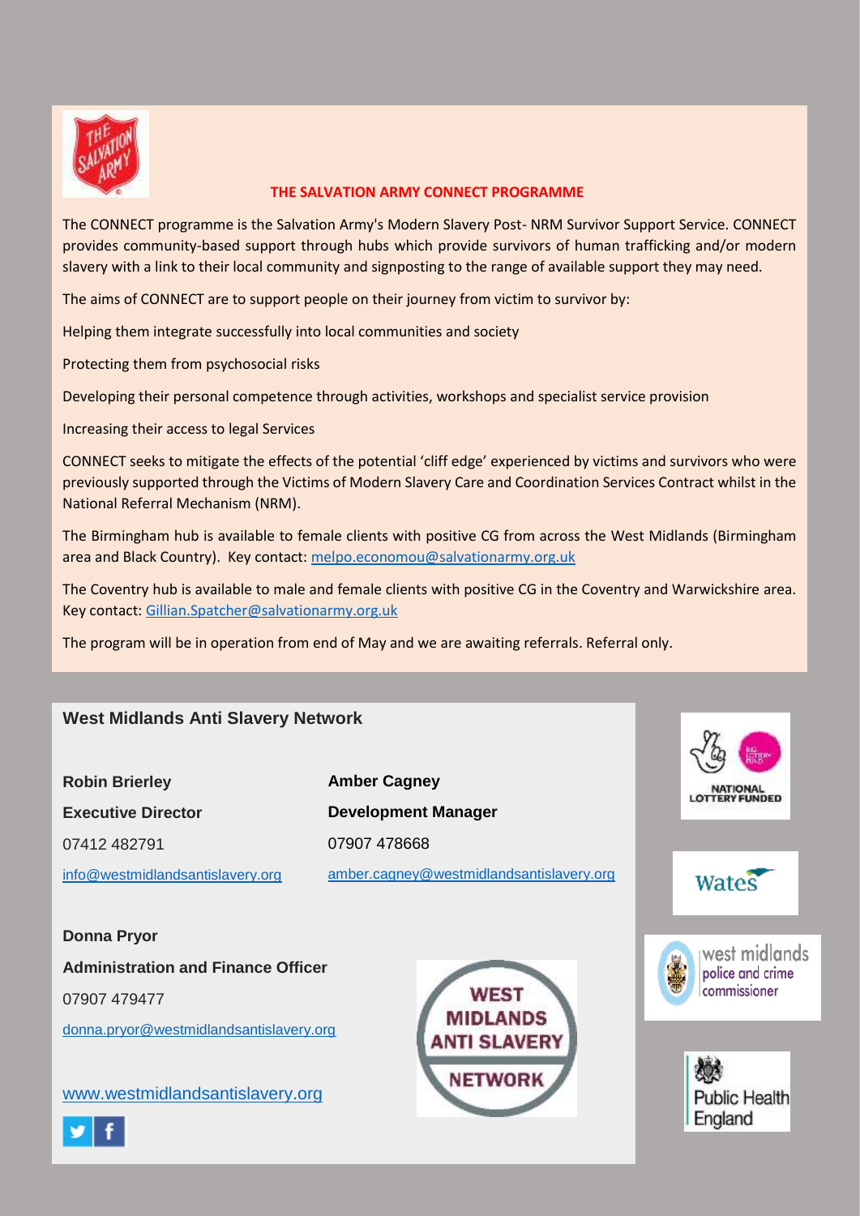## THE SALVATION ARMY CONNECT PROGRAMME

The CONNECT programme is the Salvation Army's Modern Slavery Post- NRM Survivor Support Service. CONNECT provides community-based support through hubs which provide survivors of human trafficking and/or modern slavery with a link to their local community and signposting to the range of available support they may need.

The aims of CONNECT are to support people on their journey from victim to survivor by:

Helping them integrate successfully into local communities and society

Protecting them from psychosocial risks

Developing their personal competence through activities, workshops and specialist service provision

Increasing their access to legal Services

CONNECT seeks to mitigate the effects of the potential 'cliff edge' experienced by victims and survivors who were previously supported through the Victims of Modern Slavery Care and Coordination Services Contract whilst in the National Referral Mechanism (NRM).

The Birmingham hub is available to female clients with positive CG from across the West Midlands (Birmingham area and Black Country). Key contact: melpo.economou@salvationarmy.org.uk

The Coventry hub is available to male and female clients with positive CG in the Coventry and Warwickshire area. Key contact: Gillian.Spatcher@salvationarmy.org.uk

The program will be in operation from end of May and we are awaiting referrals. Referral only.

### West Midlands Anti Slavery Network

**Robin Brierley**
**Executive Director**
07412 482791
info@westmidlandsantislavery.org

**Amber Cagney**
**Development Manager**
07907 478668
amber.cagney@westmidlandsantislavery.org

**Donna Pryor**
**Administration and Finance Officer**
07907 479477
donna.pryor@westmidlandsantislavery.org

www.westmidlandsantislavery.org